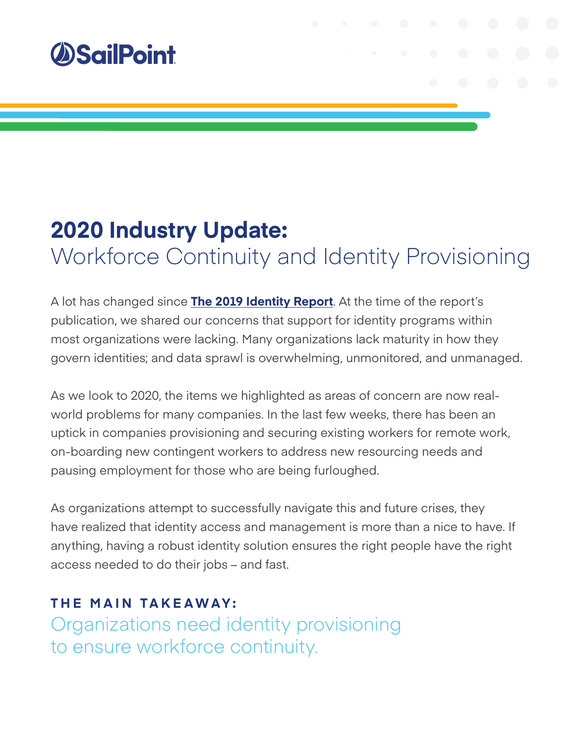SailPoint

# 2020 Industry Update:
## Workforce Continuity and Identity Provisioning

A lot has changed since **The 2019 Identity Report**. At the time of the report's publication, we shared our concerns that support for identity programs within most organizations were lacking. Many organizations lack maturity in how they govern identities; and data sprawl is overwhelming, unmonitored, and unmanaged.

As we look to 2020, the items we highlighted as areas of concern are now real-world problems for many companies. In the last few weeks, there has been an uptick in companies provisioning and securing existing workers for remote work, on-boarding new contingent workers to address new resourcing needs and pausing employment for those who are being furloughed.

As organizations attempt to successfully navigate this and future crises, they have realized that identity access and management is more than a nice to have. If anything, having a robust identity solution ensures the right people have the right access needed to do their jobs – and fast.

**THE MAIN TAKEAWAY:**

Organizations need identity provisioning to ensure workforce continuity.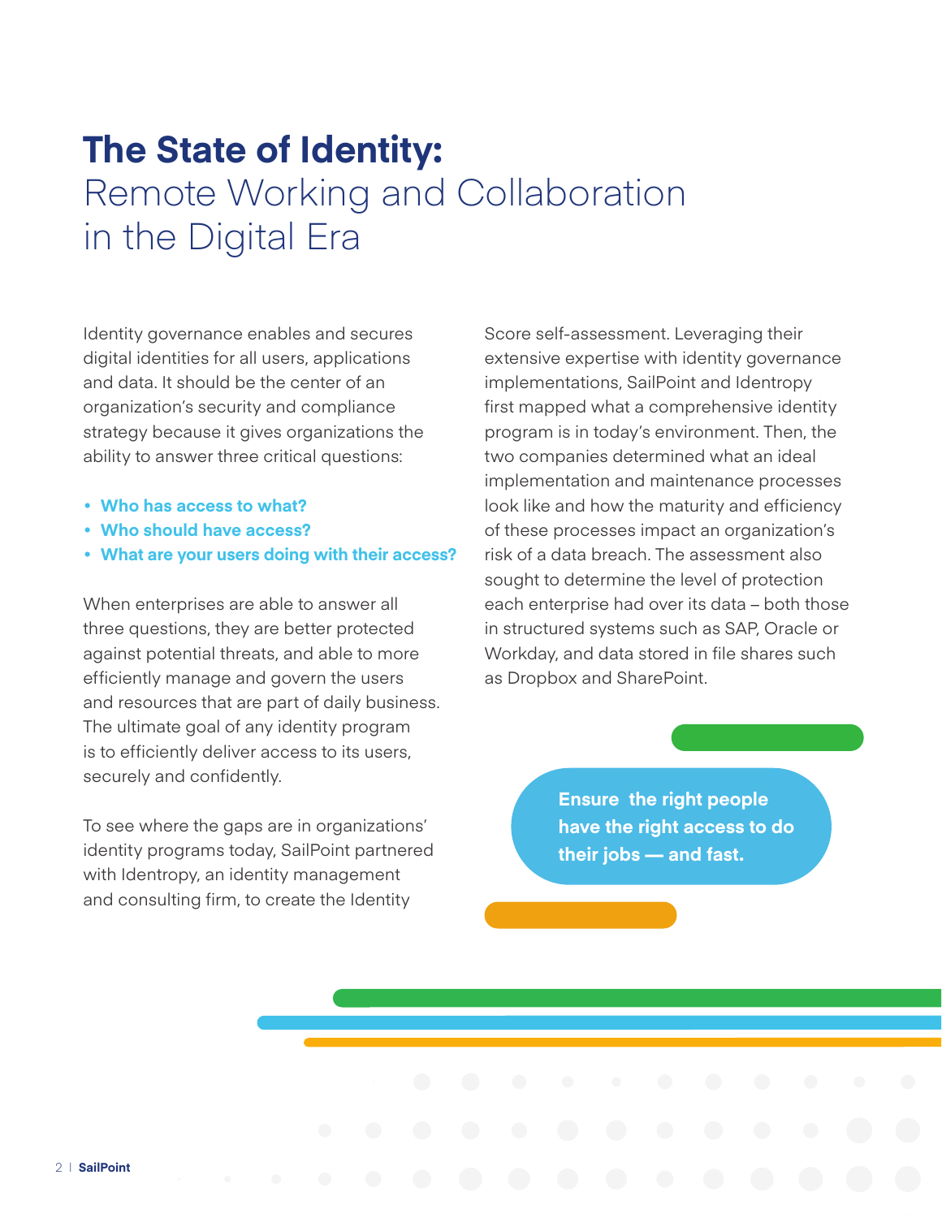# The State of Identity: Remote Working and Collaboration in the Digital Era

Identity governance enables and secures digital identities for all users, applications and data. It should be the center of an organization's security and compliance strategy because it gives organizations the ability to answer three critical questions:

- **Who has access to what?**
- **Who should have access?**
- **What are your users doing with their access?**

When enterprises are able to answer all three questions, they are better protected against potential threats, and able to more efficiently manage and govern the users and resources that are part of daily business. The ultimate goal of any identity program is to efficiently deliver access to its users, securely and confidently.

To see where the gaps are in organizations' identity programs today, SailPoint partnered with Identropy, an identity management and consulting firm, to create the Identity Score self-assessment. Leveraging their extensive expertise with identity governance implementations, SailPoint and Identropy first mapped what a comprehensive identity program is in today's environment. Then, the two companies determined what an ideal implementation and maintenance processes look like and how the maturity and efficiency of these processes impact an organization's risk of a data breach. The assessment also sought to determine the level of protection each enterprise had over its data – both those in structured systems such as SAP, Oracle or Workday, and data stored in file shares such as Dropbox and SharePoint.

**Ensure the right people have the right access to do their jobs — and fast.**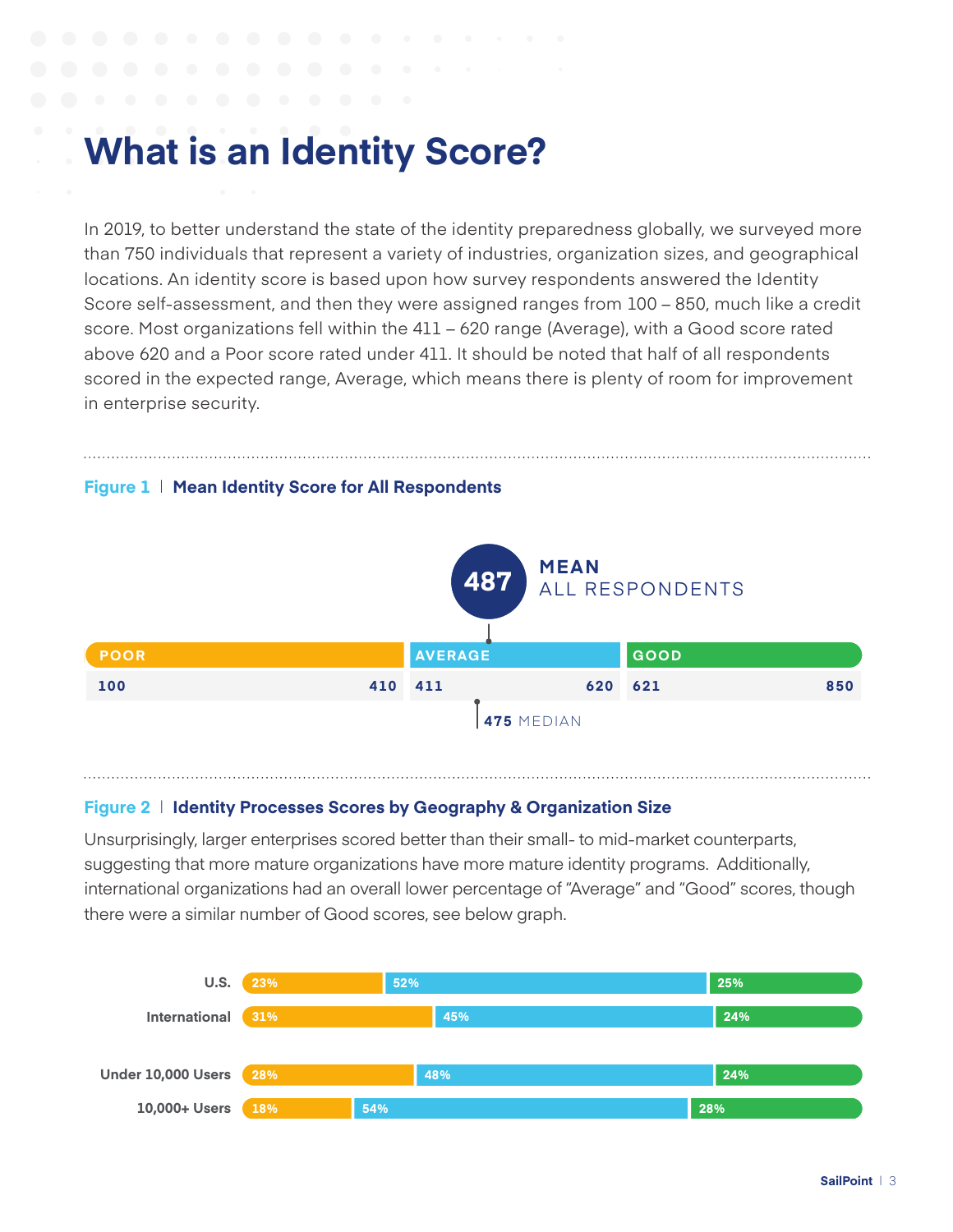# What is an Identity Score?

In 2019, to better understand the state of the identity preparedness globally, we surveyed more than 750 individuals that represent a variety of industries, organization sizes, and geographical locations. An identity score is based upon how survey respondents answered the Identity Score self-assessment, and then they were assigned ranges from 100 – 850, much like a credit score. Most organizations fell within the 411 – 620 range (Average), with a Good score rated above 620 and a Poor score rated under 411. It should be noted that half of all respondents scored in the expected range, Average, which means there is plenty of room for improvement in enterprise security.

**Figure 1 | Mean Identity Score for All Respondents**

**487** MEAN ALL RESPONDENTS

| POOR | | AVERAGE | | GOOD | |
|---|---|---|---|---|---|
| 100 | 410 | 411 | 620 | 621 | 850 |

**475** MEDIAN

**Figure 2 | Identity Processes Scores by Geography & Organization Size**

Unsurprisingly, larger enterprises scored better than their small- to mid-market counterparts, suggesting that more mature organizations have more mature identity programs. Additionally, international organizations had an overall lower percentage of "Average" and "Good" scores, though there were a similar number of Good scores, see below graph.

| | Poor | Average | Good |
|---|---|---|---|
| U.S. | 23% | 52% | 25% |
| International | 31% | 45% | 24% |
| Under 10,000 Users | 28% | 48% | 24% |
| 10,000+ Users | 18% | 54% | 28% |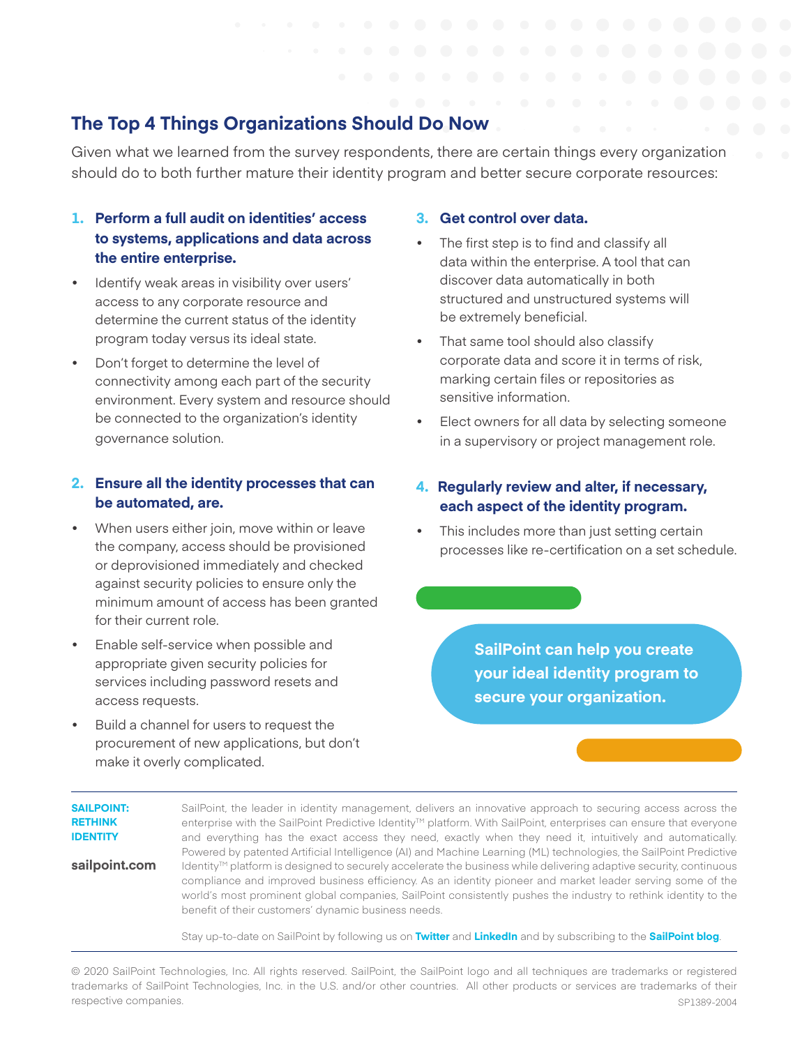## The Top 4 Things Organizations Should Do Now

Given what we learned from the survey respondents, there are certain things every organization should do to both further mature their identity program and better secure corporate resources:

### 1. Perform a full audit on identities' access to systems, applications and data across the entire enterprise.

- Identify weak areas in visibility over users' access to any corporate resource and determine the current status of the identity program today versus its ideal state.
- Don't forget to determine the level of connectivity among each part of the security environment. Every system and resource should be connected to the organization's identity governance solution.

### 2. Ensure all the identity processes that can be automated, are.

- When users either join, move within or leave the company, access should be provisioned or deprovisioned immediately and checked against security policies to ensure only the minimum amount of access has been granted for their current role.
- Enable self-service when possible and appropriate given security policies for services including password resets and access requests.
- Build a channel for users to request the procurement of new applications, but don't make it overly complicated.

### 3. Get control over data.

- The first step is to find and classify all data within the enterprise. A tool that can discover data automatically in both structured and unstructured systems will be extremely beneficial.
- That same tool should also classify corporate data and score it in terms of risk, marking certain files or repositories as sensitive information.
- Elect owners for all data by selecting someone in a supervisory or project management role.

### 4. Regularly review and alter, if necessary, each aspect of the identity program.

- This includes more than just setting certain processes like re-certification on a set schedule.

**SailPoint can help you create your ideal identity program to secure your organization.**

---

**SAILPOINT: RETHINK IDENTITY**

**sailpoint.com**

SailPoint, the leader in identity management, delivers an innovative approach to securing access across the enterprise with the SailPoint Predictive Identity™ platform. With SailPoint, enterprises can ensure that everyone and everything has the exact access they need, exactly when they need it, intuitively and automatically. Powered by patented Artificial Intelligence (AI) and Machine Learning (ML) technologies, the SailPoint Predictive Identity™ platform is designed to securely accelerate the business while delivering adaptive security, continuous compliance and improved business efficiency. As an identity pioneer and market leader serving some of the world's most prominent global companies, SailPoint consistently pushes the industry to rethink identity to the benefit of their customers' dynamic business needs.

Stay up-to-date on SailPoint by following us on **Twitter** and **LinkedIn** and by subscribing to the **SailPoint blog**.

---

© 2020 SailPoint Technologies, Inc. All rights reserved. SailPoint, the SailPoint logo and all techniques are trademarks or registered trademarks of SailPoint Technologies, Inc. in the U.S. and/or other countries. All other products or services are trademarks of their respective companies.

SP1389-2004